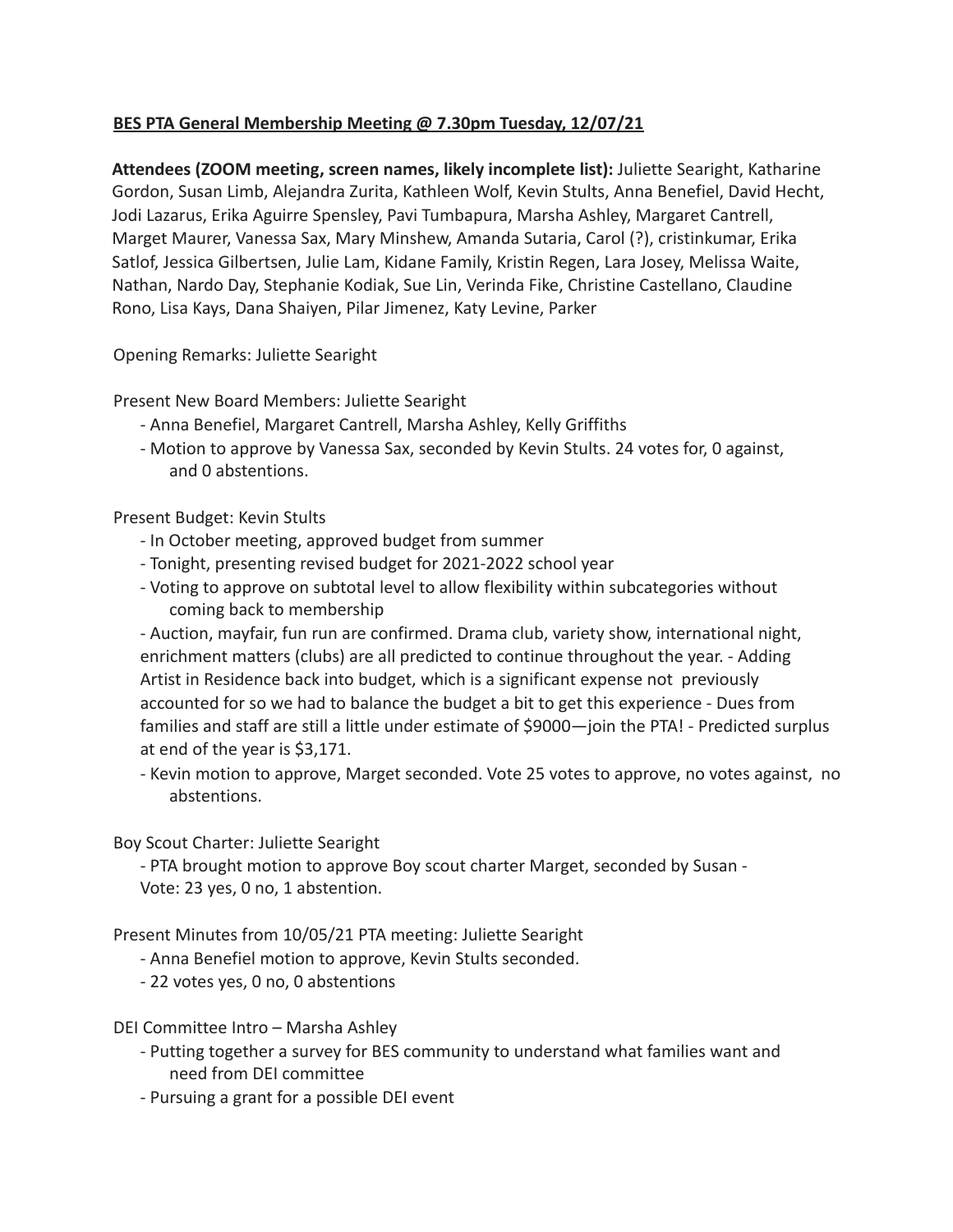**BES PTA General Membership Meeting @ 7.30pm Tuesday, 12/07/21**

**Attendees (ZOOM meeting, screen names, likely incomplete list):** Juliette Searight, Katharine Gordon, Susan Limb, Alejandra Zurita, Kathleen Wolf, Kevin Stults, Anna Benefiel, David Hecht, Jodi Lazarus, Erika Aguirre Spensley, Pavi Tumbapura, Marsha Ashley, Margaret Cantrell, Marget Maurer, Vanessa Sax, Mary Minshew, Amanda Sutaria, Carol (?), cristinkumar, Erika Satlof, Jessica Gilbertsen, Julie Lam, Kidane Family, Kristin Regen, Lara Josey, Melissa Waite, Nathan, Nardo Day, Stephanie Kodiak, Sue Lin, Verinda Fike, Christine Castellano, Claudine Rono, Lisa Kays, Dana Shaiyen, Pilar Jimenez, Katy Levine, Parker

Opening Remarks: Juliette Searight

Present New Board Members: Juliette Searight

- Anna Benefiel, Margaret Cantrell, Marsha Ashley, Kelly Griffiths
- Motion to approve by Vanessa Sax, seconded by Kevin Stults. 24 votes for, 0 against, and 0 abstentions.

Present Budget: Kevin Stults

- In October meeting, approved budget from summer
- Tonight, presenting revised budget for 2021-2022 school year
- Voting to approve on subtotal level to allow flexibility within subcategories without coming back to membership
- Auction, mayfair, fun run are confirmed. Drama club, variety show, international night, enrichment matters (clubs) are all predicted to continue throughout the year. - Adding Artist in Residence back into budget, which is a significant expense not previously accounted for so we had to balance the budget a bit to get this experience - Dues from families and staff are still a little under estimate of $9000—join the PTA! - Predicted surplus at end of the year is $3,171.
- Kevin motion to approve, Marget seconded. Vote 25 votes to approve, no votes against, no abstentions.

Boy Scout Charter: Juliette Searight

- PTA brought motion to approve Boy scout charter Marget, seconded by Susan - Vote: 23 yes, 0 no, 1 abstention.

Present Minutes from 10/05/21 PTA meeting: Juliette Searight

- Anna Benefiel motion to approve, Kevin Stults seconded.
- 22 votes yes, 0 no, 0 abstentions

DEI Committee Intro – Marsha Ashley

- Putting together a survey for BES community to understand what families want and need from DEI committee
- Pursuing a grant for a possible DEI event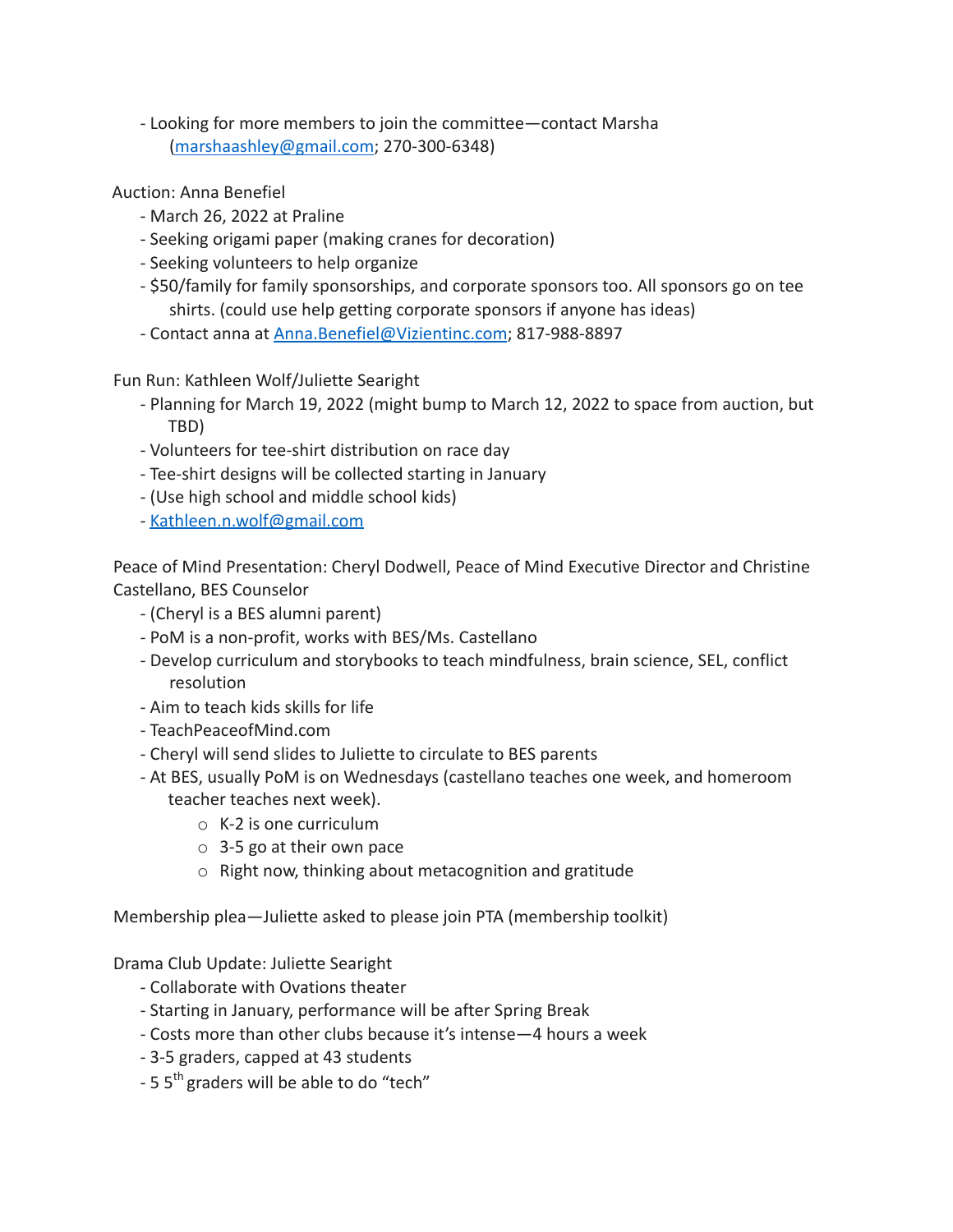- Looking for more members to join the committee—contact Marsha (marshaashley@gmail.com; 270-300-6348)

Auction: Anna Benefiel

- March 26, 2022 at Praline
- Seeking origami paper (making cranes for decoration)
- Seeking volunteers to help organize
- $50/family for family sponsorships, and corporate sponsors too. All sponsors go on tee shirts. (could use help getting corporate sponsors if anyone has ideas)
- Contact anna at Anna.Benefiel@Vizientinc.com; 817-988-8897

Fun Run: Kathleen Wolf/Juliette Searight

- Planning for March 19, 2022 (might bump to March 12, 2022 to space from auction, but TBD)
- Volunteers for tee-shirt distribution on race day
- Tee-shirt designs will be collected starting in January
- (Use high school and middle school kids)
- Kathleen.n.wolf@gmail.com

Peace of Mind Presentation: Cheryl Dodwell, Peace of Mind Executive Director and Christine Castellano, BES Counselor

- (Cheryl is a BES alumni parent)
- PoM is a non-profit, works with BES/Ms. Castellano
- Develop curriculum and storybooks to teach mindfulness, brain science, SEL, conflict resolution
- Aim to teach kids skills for life
- TeachPeaceofMind.com
- Cheryl will send slides to Juliette to circulate to BES parents
- At BES, usually PoM is on Wednesdays (castellano teaches one week, and homeroom teacher teaches next week).
    - K-2 is one curriculum
    - 3-5 go at their own pace
    - Right now, thinking about metacognition and gratitude

Membership plea—Juliette asked to please join PTA (membership toolkit)

Drama Club Update: Juliette Searight

- Collaborate with Ovations theater
- Starting in January, performance will be after Spring Break
- Costs more than other clubs because it's intense—4 hours a week
- 3-5 graders, capped at 43 students
- 5 5th graders will be able to do "tech"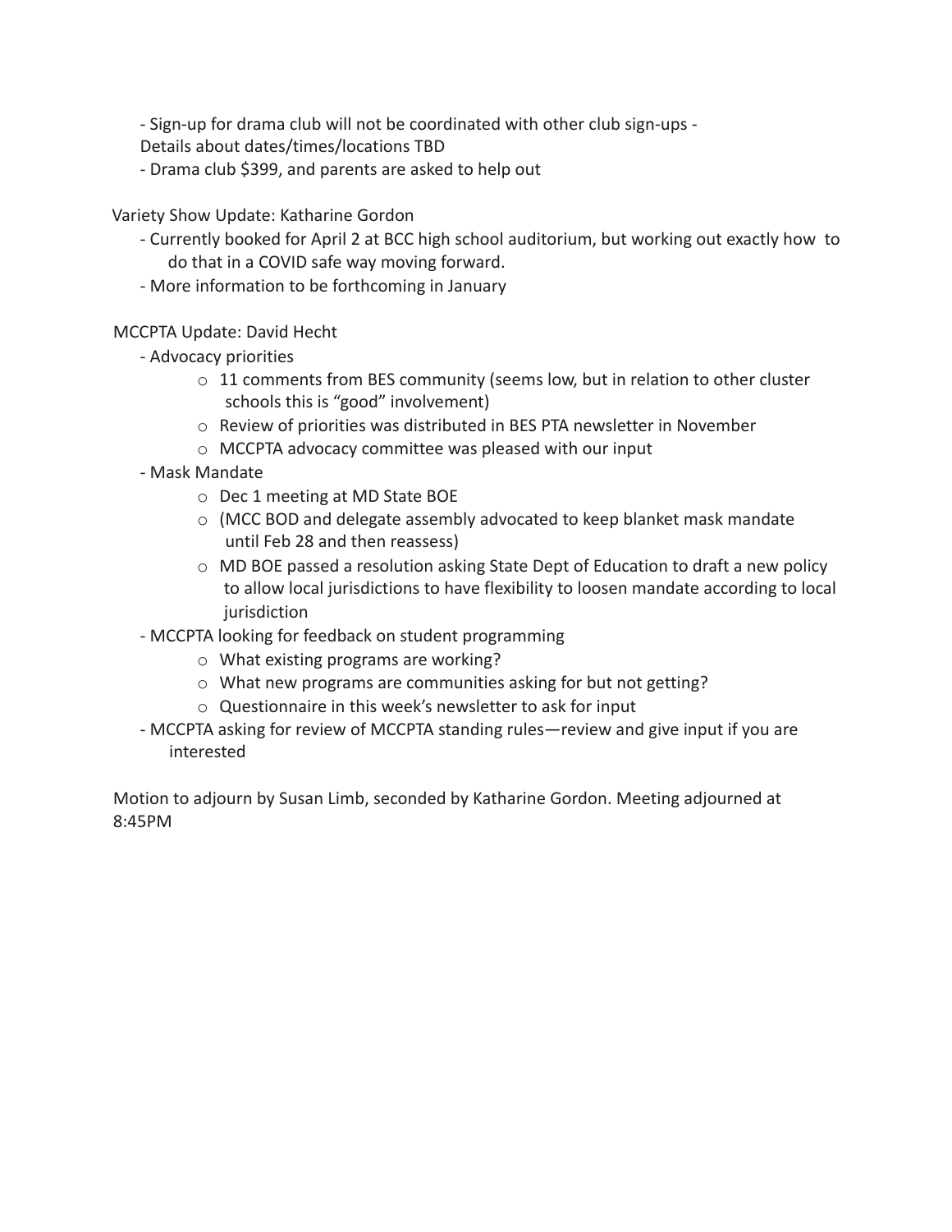- Sign-up for drama club will not be coordinated with other club sign-ups - Details about dates/times/locations TBD
- Drama club $399, and parents are asked to help out

Variety Show Update: Katharine Gordon

- Currently booked for April 2 at BCC high school auditorium, but working out exactly how to do that in a COVID safe way moving forward.
- More information to be forthcoming in January

MCCPTA Update: David Hecht

- Advocacy priorities
  - 11 comments from BES community (seems low, but in relation to other cluster schools this is "good" involvement)
  - Review of priorities was distributed in BES PTA newsletter in November
  - MCCPTA advocacy committee was pleased with our input
- Mask Mandate
  - Dec 1 meeting at MD State BOE
  - (MCC BOD and delegate assembly advocated to keep blanket mask mandate until Feb 28 and then reassess)
  - MD BOE passed a resolution asking State Dept of Education to draft a new policy to allow local jurisdictions to have flexibility to loosen mandate according to local jurisdiction
- MCCPTA looking for feedback on student programming
  - What existing programs are working?
  - What new programs are communities asking for but not getting?
  - Questionnaire in this week's newsletter to ask for input
- MCCPTA asking for review of MCCPTA standing rules—review and give input if you are interested

Motion to adjourn by Susan Limb, seconded by Katharine Gordon. Meeting adjourned at 8:45PM